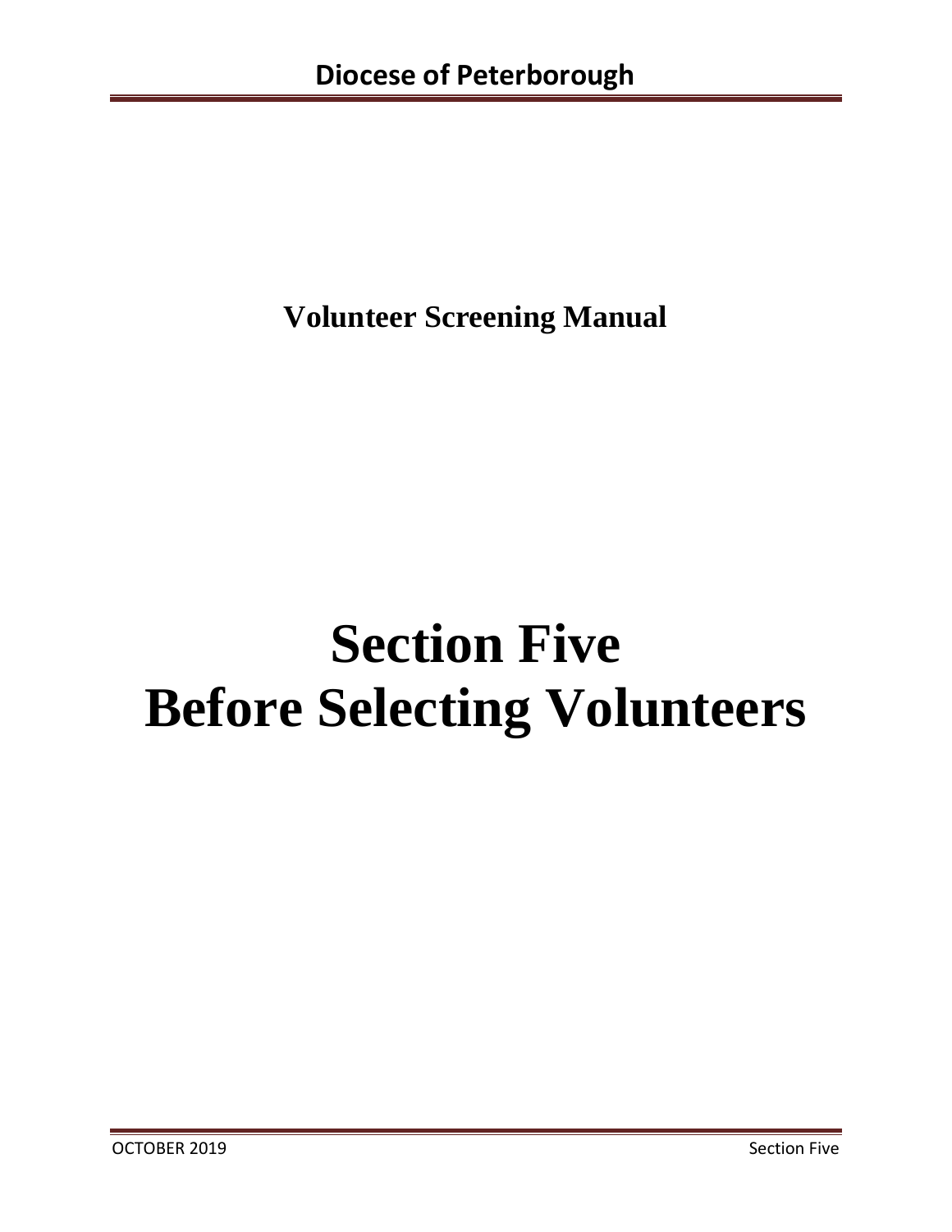**Volunteer Screening Manual**

# Section Five
# Before Selecting Volunteers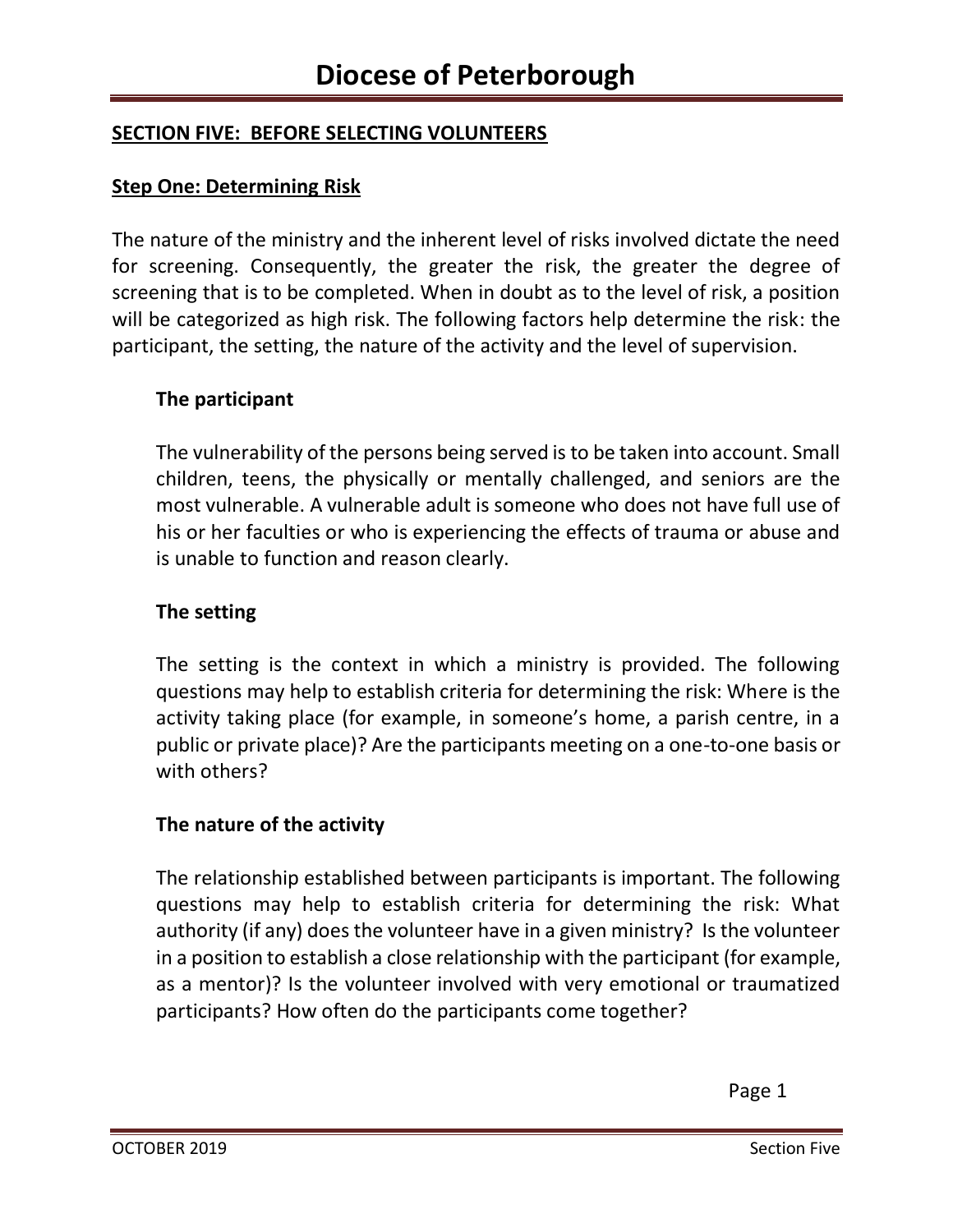# Diocese of Peterborough

## SECTION FIVE: BEFORE SELECTING VOLUNTEERS

### Step One: Determining Risk

The nature of the ministry and the inherent level of risks involved dictate the need for screening. Consequently, the greater the risk, the greater the degree of screening that is to be completed. When in doubt as to the level of risk, a position will be categorized as high risk. The following factors help determine the risk: the participant, the setting, the nature of the activity and the level of supervision.

#### The participant

The vulnerability of the persons being served is to be taken into account. Small children, teens, the physically or mentally challenged, and seniors are the most vulnerable. A vulnerable adult is someone who does not have full use of his or her faculties or who is experiencing the effects of trauma or abuse and is unable to function and reason clearly.

#### The setting

The setting is the context in which a ministry is provided. The following questions may help to establish criteria for determining the risk: Where is the activity taking place (for example, in someone's home, a parish centre, in a public or private place)? Are the participants meeting on a one-to-one basis or with others?

#### The nature of the activity

The relationship established between participants is important. The following questions may help to establish criteria for determining the risk: What authority (if any) does the volunteer have in a given ministry? Is the volunteer in a position to establish a close relationship with the participant (for example, as a mentor)? Is the volunteer involved with very emotional or traumatized participants? How often do the participants come together?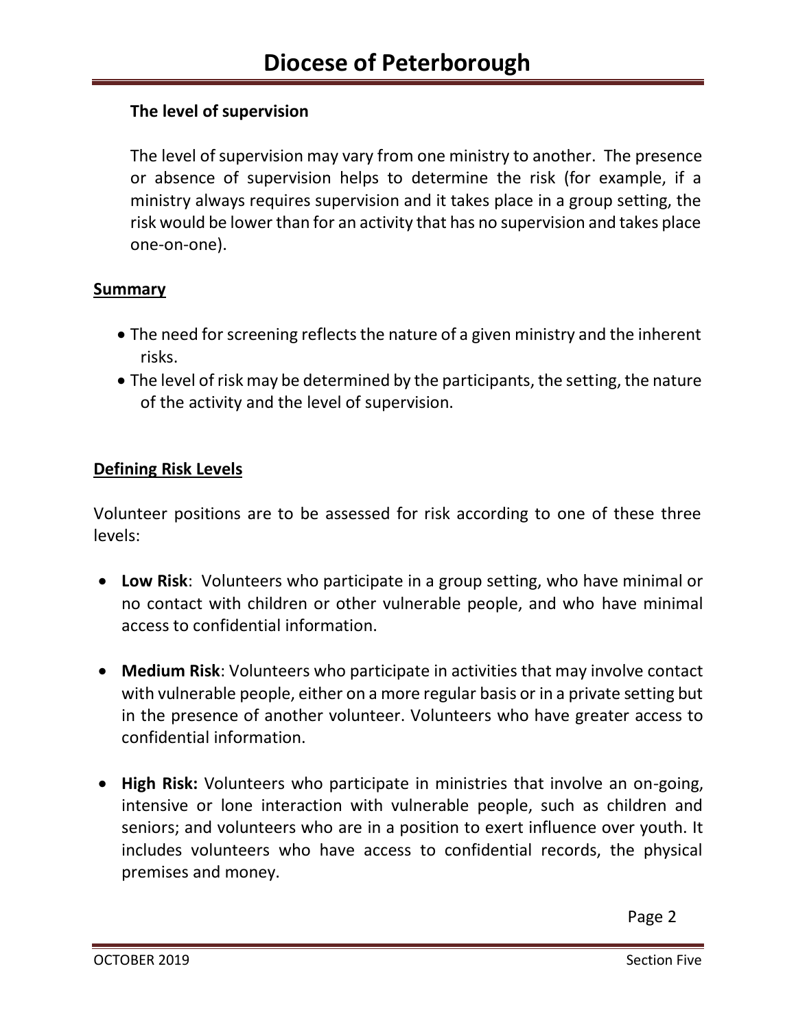### The level of supervision

The level of supervision may vary from one ministry to another. The presence or absence of supervision helps to determine the risk (for example, if a ministry always requires supervision and it takes place in a group setting, the risk would be lower than for an activity that has no supervision and takes place one-on-one).

## Summary

- The need for screening reflects the nature of a given ministry and the inherent risks.
- The level of risk may be determined by the participants, the setting, the nature of the activity and the level of supervision.

## Defining Risk Levels

Volunteer positions are to be assessed for risk according to one of these three levels:

- **Low Risk**: Volunteers who participate in a group setting, who have minimal or no contact with children or other vulnerable people, and who have minimal access to confidential information.
- **Medium Risk**: Volunteers who participate in activities that may involve contact with vulnerable people, either on a more regular basis or in a private setting but in the presence of another volunteer. Volunteers who have greater access to confidential information.
- **High Risk:** Volunteers who participate in ministries that involve an on-going, intensive or lone interaction with vulnerable people, such as children and seniors; and volunteers who are in a position to exert influence over youth. It includes volunteers who have access to confidential records, the physical premises and money.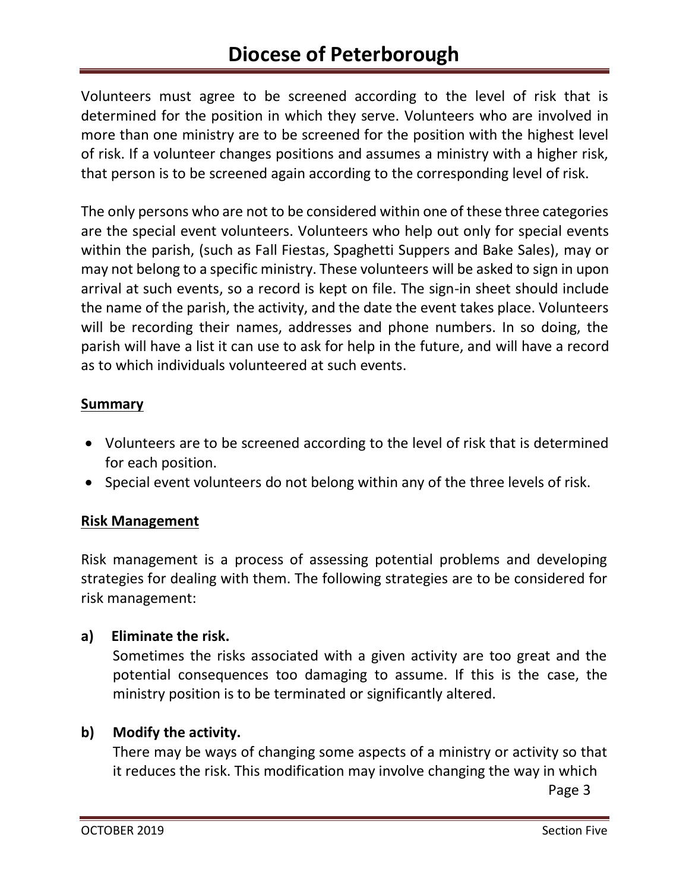Volunteers must agree to be screened according to the level of risk that is determined for the position in which they serve. Volunteers who are involved in more than one ministry are to be screened for the position with the highest level of risk. If a volunteer changes positions and assumes a ministry with a higher risk, that person is to be screened again according to the corresponding level of risk.

The only persons who are not to be considered within one of these three categories are the special event volunteers. Volunteers who help out only for special events within the parish, (such as Fall Fiestas, Spaghetti Suppers and Bake Sales), may or may not belong to a specific ministry. These volunteers will be asked to sign in upon arrival at such events, so a record is kept on file. The sign-in sheet should include the name of the parish, the activity, and the date the event takes place. Volunteers will be recording their names, addresses and phone numbers. In so doing, the parish will have a list it can use to ask for help in the future, and will have a record as to which individuals volunteered at such events.

## Summary

- Volunteers are to be screened according to the level of risk that is determined for each position.
- Special event volunteers do not belong within any of the three levels of risk.

## Risk Management

Risk management is a process of assessing potential problems and developing strategies for dealing with them. The following strategies are to be considered for risk management:

**a) Eliminate the risk.**

Sometimes the risks associated with a given activity are too great and the potential consequences too damaging to assume. If this is the case, the ministry position is to be terminated or significantly altered.

**b) Modify the activity.**

There may be ways of changing some aspects of a ministry or activity so that it reduces the risk. This modification may involve changing the way in which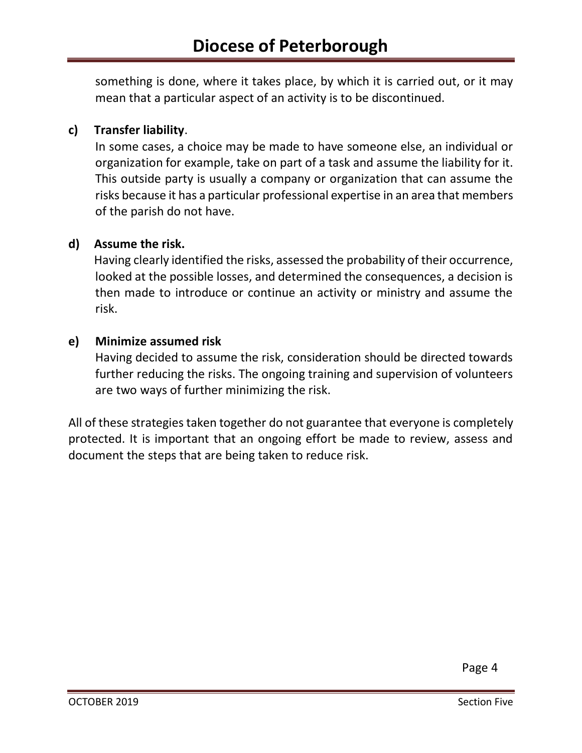something is done, where it takes place, by which it is carried out, or it may mean that a particular aspect of an activity is to be discontinued.

**c) Transfer liability**.

In some cases, a choice may be made to have someone else, an individual or organization for example, take on part of a task and assume the liability for it. This outside party is usually a company or organization that can assume the risks because it has a particular professional expertise in an area that members of the parish do not have.

**d) Assume the risk.**

Having clearly identified the risks, assessed the probability of their occurrence, looked at the possible losses, and determined the consequences, a decision is then made to introduce or continue an activity or ministry and assume the risk.

**e) Minimize assumed risk**

Having decided to assume the risk, consideration should be directed towards further reducing the risks. The ongoing training and supervision of volunteers are two ways of further minimizing the risk.

All of these strategies taken together do not guarantee that everyone is completely protected. It is important that an ongoing effort be made to review, assess and document the steps that are being taken to reduce risk.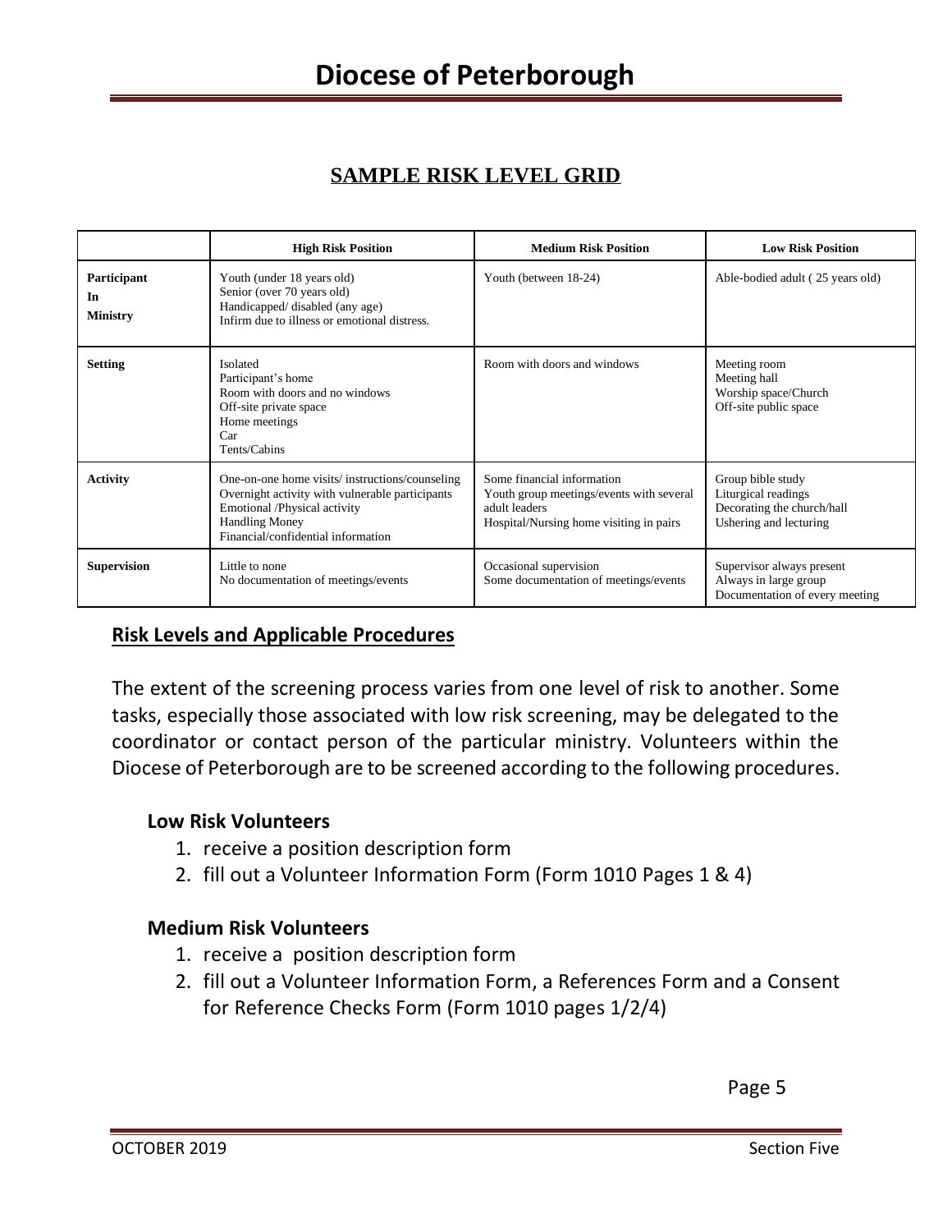## SAMPLE RISK LEVEL GRID

| | High Risk Position | Medium Risk Position | Low Risk Position |
|---|---|---|---|
| **Participant In Ministry** | Youth (under 18 years old)<br>Senior (over 70 years old)<br>Handicapped/ disabled (any age)<br>Infirm due to illness or emotional distress. | Youth (between 18-24) | Able-bodied adult ( 25 years old) |
| **Setting** | Isolated<br>Participant's home<br>Room with doors and no windows<br>Off-site private space<br>Home meetings<br>Car<br>Tents/Cabins | Room with doors and windows | Meeting room<br>Meeting hall<br>Worship space/Church<br>Off-site public space |
| **Activity** | One-on-one home visits/ instructions/counseling<br>Overnight activity with vulnerable participants<br>Emotional /Physical activity<br>Handling Money<br>Financial/confidential information | Some financial information<br>Youth group meetings/events with several adult leaders<br>Hospital/Nursing home visiting in pairs | Group bible study<br>Liturgical readings<br>Decorating the church/hall<br>Ushering and lecturing |
| **Supervision** | Little to none<br>No documentation of meetings/events | Occasional supervision<br>Some documentation of meetings/events | Supervisor always present<br>Always in large group<br>Documentation of every meeting |

### Risk Levels and Applicable Procedures

The extent of the screening process varies from one level of risk to another. Some tasks, especially those associated with low risk screening, may be delegated to the coordinator or contact person of the particular ministry. Volunteers within the Diocese of Peterborough are to be screened according to the following procedures.

**Low Risk Volunteers**

1. receive a position description form
2. fill out a Volunteer Information Form (Form 1010 Pages 1 & 4)

**Medium Risk Volunteers**

1. receive a position description form
2. fill out a Volunteer Information Form, a References Form and a Consent for Reference Checks Form (Form 1010 pages 1/2/4)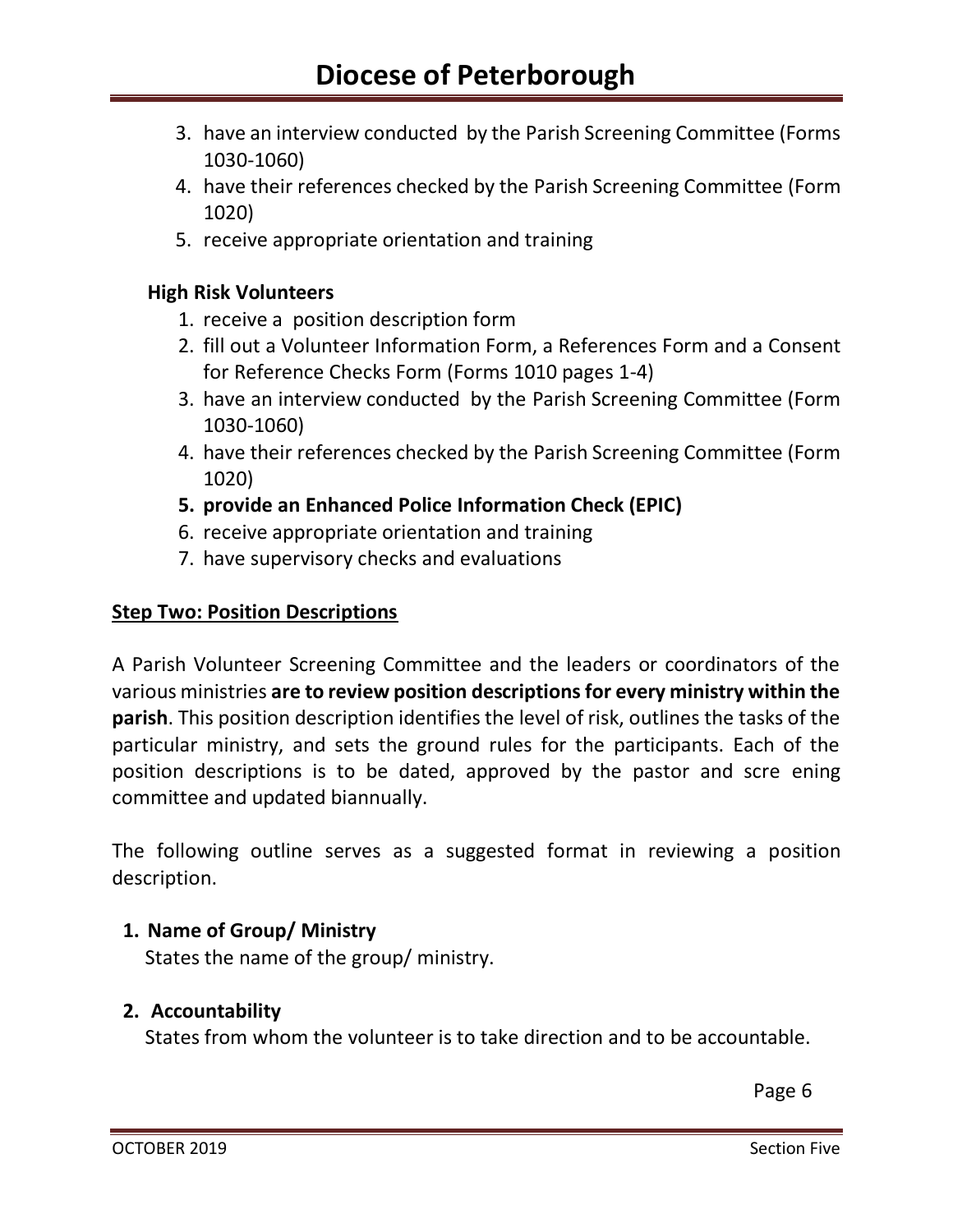3. have an interview conducted by the Parish Screening Committee (Forms 1030-1060)
4. have their references checked by the Parish Screening Committee (Form 1020)
5. receive appropriate orientation and training

**High Risk Volunteers**

1. receive a position description form
2. fill out a Volunteer Information Form, a References Form and a Consent for Reference Checks Form (Forms 1010 pages 1-4)
3. have an interview conducted by the Parish Screening Committee (Form 1030-1060)
4. have their references checked by the Parish Screening Committee (Form 1020)
5. **provide an Enhanced Police Information Check (EPIC)**
6. receive appropriate orientation and training
7. have supervisory checks and evaluations

**Step Two: Position Descriptions**

A Parish Volunteer Screening Committee and the leaders or coordinators of the various ministries **are to review position descriptions for every ministry within the parish**. This position description identifies the level of risk, outlines the tasks of the particular ministry, and sets the ground rules for the participants. Each of the position descriptions is to be dated, approved by the pastor and scre ening committee and updated biannually.

The following outline serves as a suggested format in reviewing a position description.

1. **Name of Group/ Ministry**
   States the name of the group/ ministry.

2. **Accountability**
   States from whom the volunteer is to take direction and to be accountable.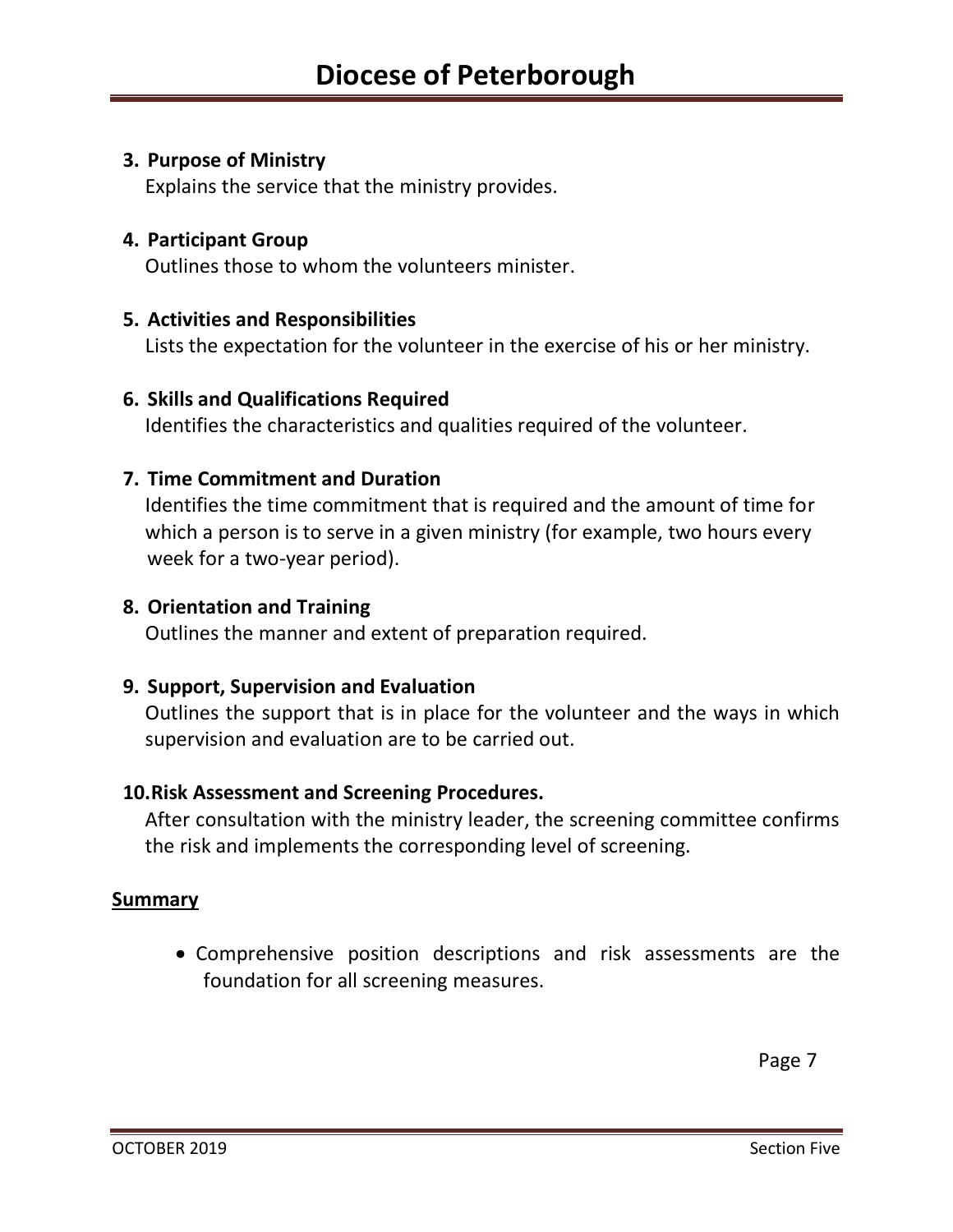**3. Purpose of Ministry**
Explains the service that the ministry provides.

**4. Participant Group**
Outlines those to whom the volunteers minister.

**5. Activities and Responsibilities**
Lists the expectation for the volunteer in the exercise of his or her ministry.

**6. Skills and Qualifications Required**
Identifies the characteristics and qualities required of the volunteer.

**7. Time Commitment and Duration**
Identifies the time commitment that is required and the amount of time for which a person is to serve in a given ministry (for example, two hours every week for a two-year period).

**8. Orientation and Training**
Outlines the manner and extent of preparation required.

**9. Support, Supervision and Evaluation**
Outlines the support that is in place for the volunteer and the ways in which supervision and evaluation are to be carried out.

**10. Risk Assessment and Screening Procedures.**
After consultation with the ministry leader, the screening committee confirms the risk and implements the corresponding level of screening.

**Summary**

- Comprehensive position descriptions and risk assessments are the foundation for all screening measures.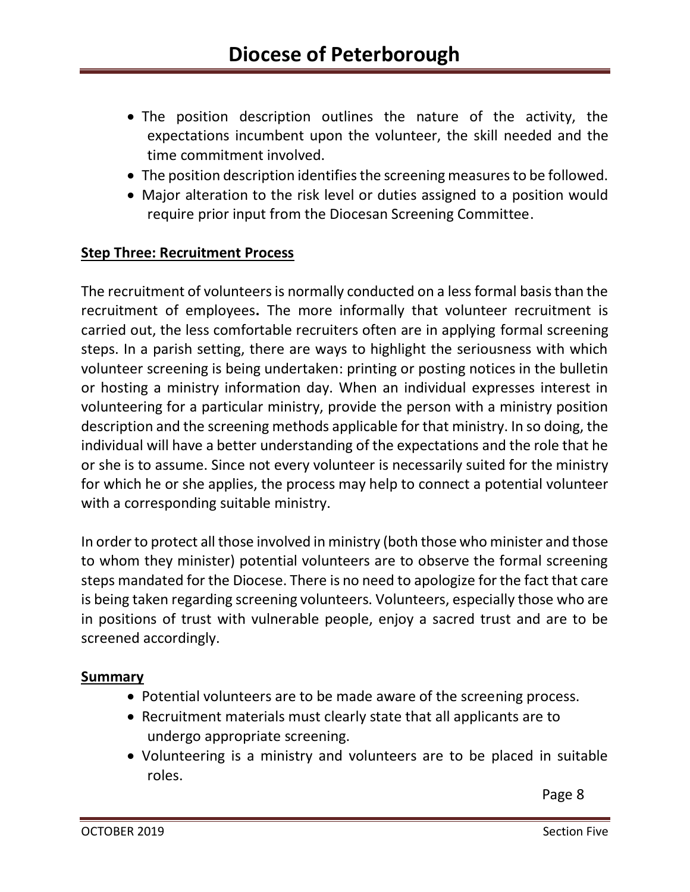- The position description outlines the nature of the activity, the expectations incumbent upon the volunteer, the skill needed and the time commitment involved.
- The position description identifies the screening measures to be followed.
- Major alteration to the risk level or duties assigned to a position would require prior input from the Diocesan Screening Committee.

**Step Three: Recruitment Process**

The recruitment of volunteers is normally conducted on a less formal basis than the recruitment of employees**.** The more informally that volunteer recruitment is carried out, the less comfortable recruiters often are in applying formal screening steps. In a parish setting, there are ways to highlight the seriousness with which volunteer screening is being undertaken: printing or posting notices in the bulletin or hosting a ministry information day. When an individual expresses interest in volunteering for a particular ministry, provide the person with a ministry position description and the screening methods applicable for that ministry. In so doing, the individual will have a better understanding of the expectations and the role that he or she is to assume. Since not every volunteer is necessarily suited for the ministry for which he or she applies, the process may help to connect a potential volunteer with a corresponding suitable ministry.

In order to protect all those involved in ministry (both those who minister and those to whom they minister) potential volunteers are to observe the formal screening steps mandated for the Diocese. There is no need to apologize for the fact that care is being taken regarding screening volunteers. Volunteers, especially those who are in positions of trust with vulnerable people, enjoy a sacred trust and are to be screened accordingly.

**Summary**

- Potential volunteers are to be made aware of the screening process.
- Recruitment materials must clearly state that all applicants are to undergo appropriate screening.
- Volunteering is a ministry and volunteers are to be placed in suitable roles.